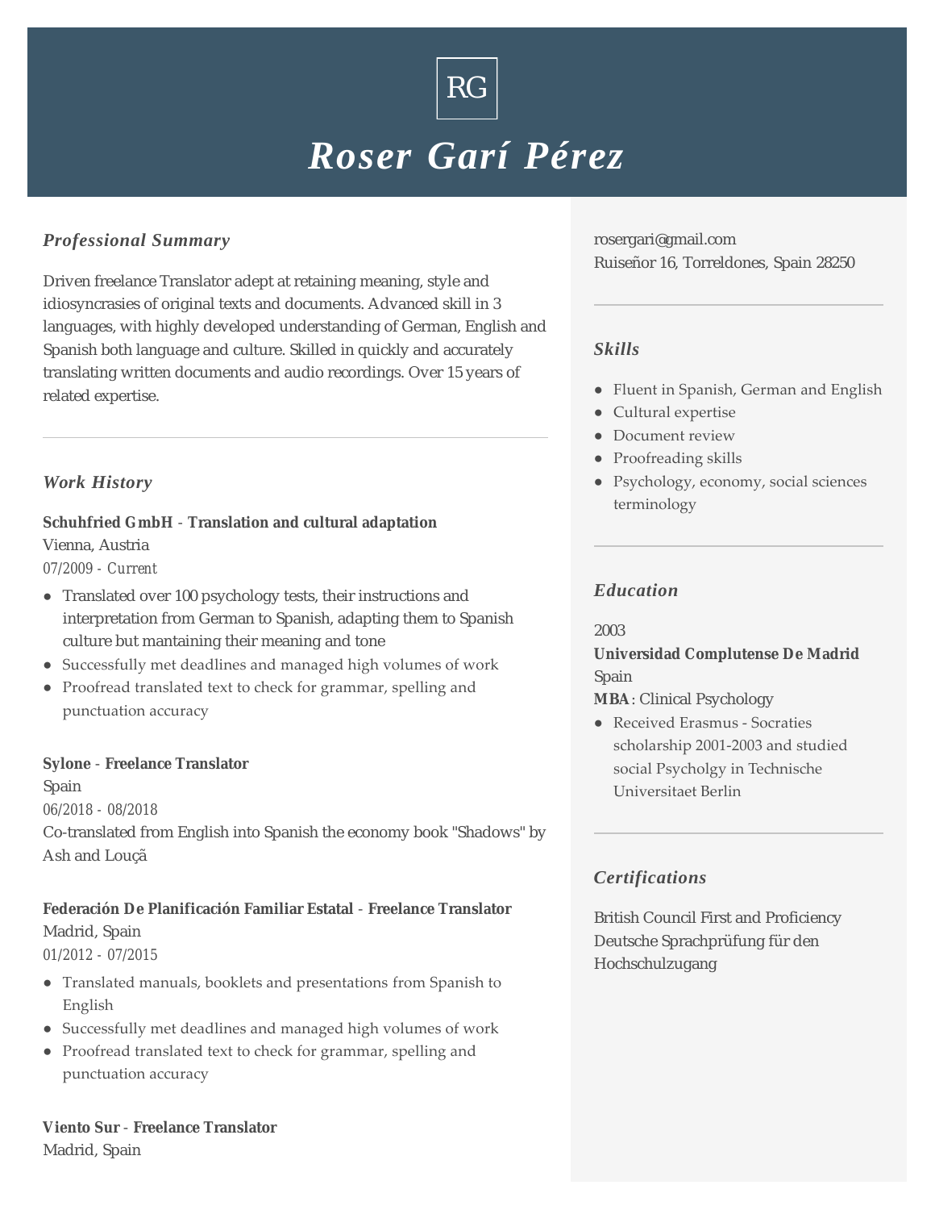RG

# Roser Garí Pérez

## Professional Summary

Driven freelance Translator adept at retaining meaning, style and idiosyncrasies of original texts and documents. Advanced skill in 3 languages, with highly developed understanding of German, English and Spanish both language and culture. Skilled in quickly and accurately translating written documents and audio recordings. Over 15 years of related expertise.

## Work History

**Schuhfried GmbH - Translation and cultural adaptation**
Vienna, Austria
07/2009 - Current

- Translated over 100 psychology tests, their instructions and interpretation from German to Spanish, adapting them to Spanish culture but mantaining their meaning and tone
- Successfully met deadlines and managed high volumes of work
- Proofread translated text to check for grammar, spelling and punctuation accuracy

**Sylone - Freelance Translator**
Spain
06/2018 - 08/2018
Co-translated from English into Spanish the economy book "Shadows" by Ash and Louçã

**Federación De Planificación Familiar Estatal - Freelance Translator**
Madrid, Spain
01/2012 - 07/2015

- Translated manuals, booklets and presentations from Spanish to English
- Successfully met deadlines and managed high volumes of work
- Proofread translated text to check for grammar, spelling and punctuation accuracy

**Viento Sur - Freelance Translator**
Madrid, Spain

rosergari@gmail.com
Ruiseñor 16, Torreldones, Spain 28250

## Skills

- Fluent in Spanish, German and English
- Cultural expertise
- Document review
- Proofreading skills
- Psychology, economy, social sciences terminology

## Education

2003
**Universidad Complutense De Madrid**
Spain
**MBA**: Clinical Psychology

- Received Erasmus - Socraties scholarship 2001-2003 and studied social Psycholgy in Technische Universitaet Berlin

## Certifications

British Council First and Proficiency
Deutsche Sprachprüfung für den Hochschulzugang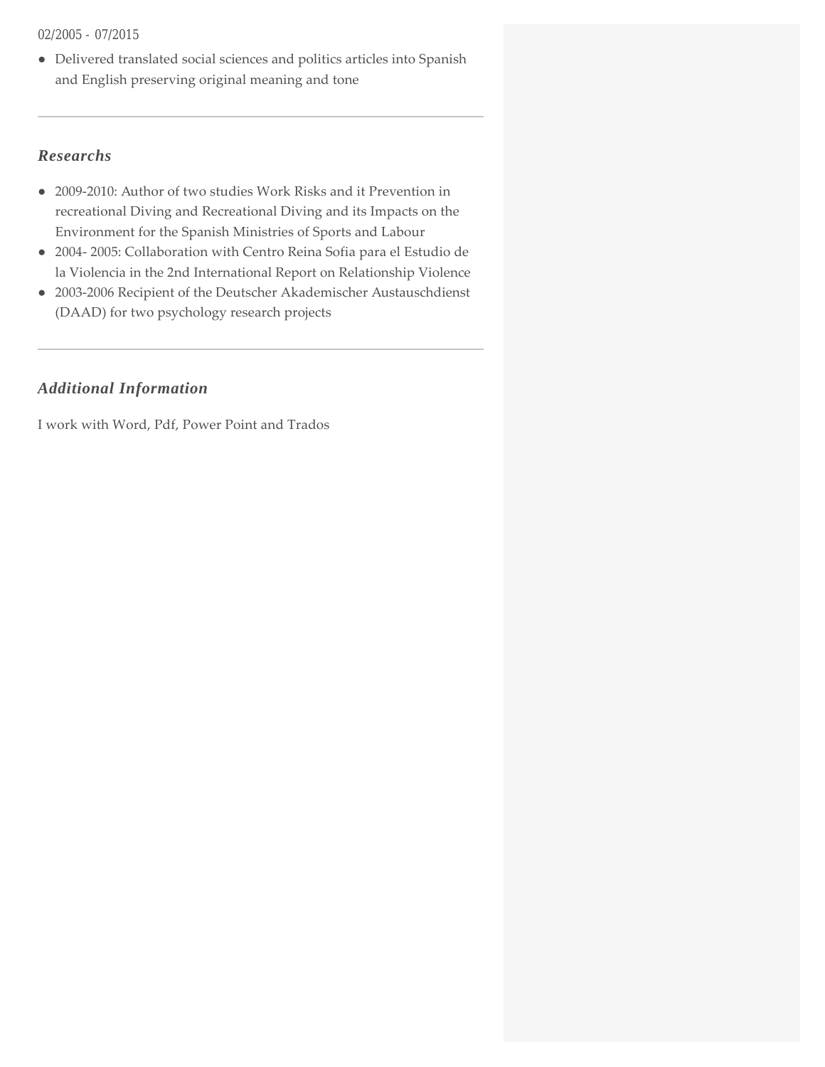02/2005 - 07/2015

- Delivered translated social sciences and politics articles into Spanish and English preserving original meaning and tone

---

## *Researchs*

- 2009-2010: Author of two studies Work Risks and it Prevention in recreational Diving and Recreational Diving and its Impacts on the Environment for the Spanish Ministries of Sports and Labour
- 2004- 2005: Collaboration with Centro Reina Sofia para el Estudio de la Violencia in the 2nd International Report on Relationship Violence
- 2003-2006 Recipient of the Deutscher Akademischer Austauschdienst (DAAD) for two psychology research projects

---

## *Additional Information*

I work with Word, Pdf, Power Point and Trados